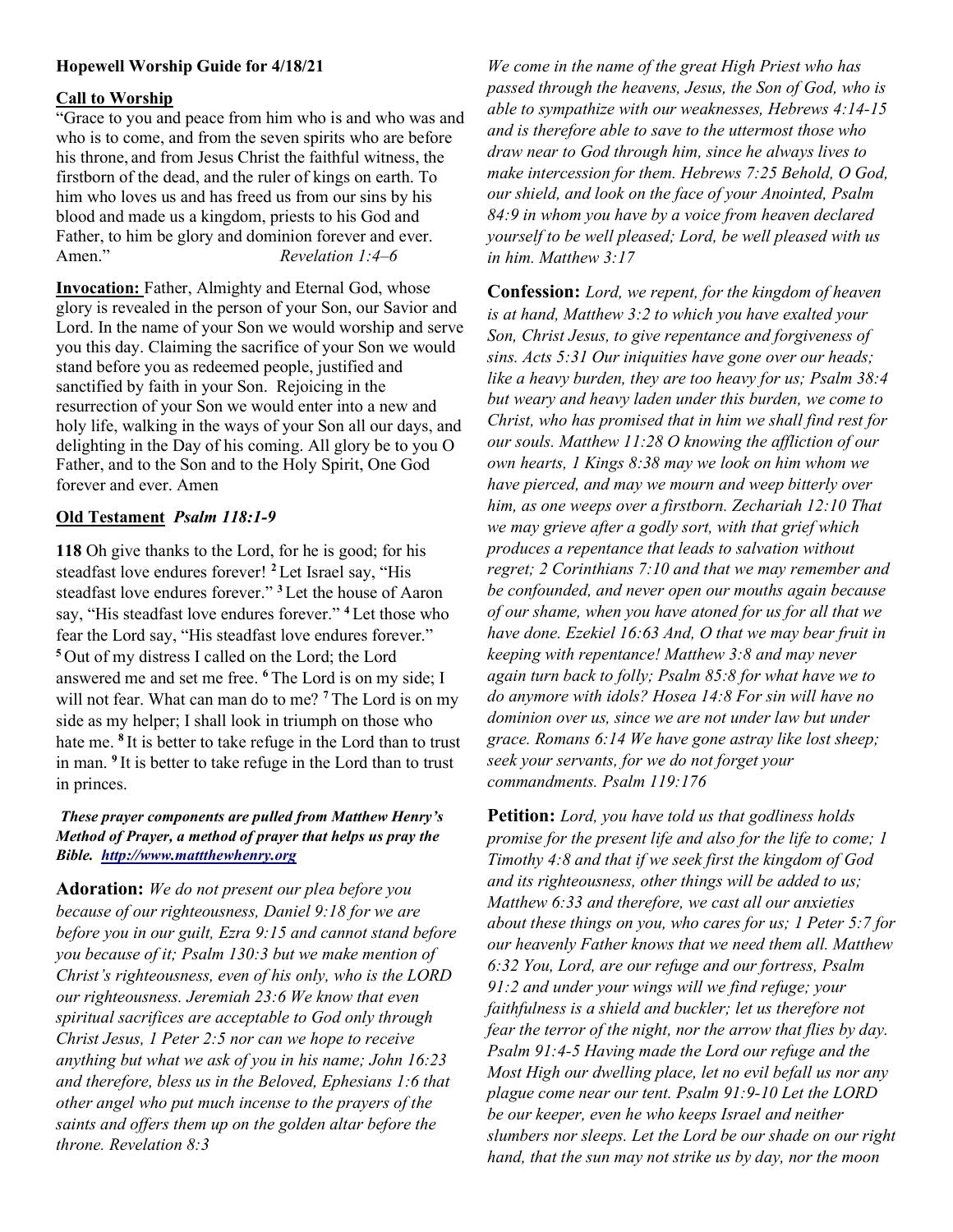**Hopewell Worship Guide for 4/18/21**

**Call to Worship**

"Grace to you and peace from him who is and who was and who is to come, and from the seven spirits who are before his throne, and from Jesus Christ the faithful witness, the firstborn of the dead, and the ruler of kings on earth. To him who loves us and has freed us from our sins by his blood and made us a kingdom, priests to his God and Father, to him be glory and dominion forever and ever. Amen." *Revelation 1:4–6*

**Invocation:** Father, Almighty and Eternal God, whose glory is revealed in the person of your Son, our Savior and Lord. In the name of your Son we would worship and serve you this day. Claiming the sacrifice of your Son we would stand before you as redeemed people, justified and sanctified by faith in your Son. Rejoicing in the resurrection of your Son we would enter into a new and holy life, walking in the ways of your Son all our days, and delighting in the Day of his coming. All glory be to you O Father, and to the Son and to the Holy Spirit, One God forever and ever. Amen

**Old Testament** ***Psalm 118:1-9***

**118** Oh give thanks to the Lord, for he is good; for his steadfast love endures forever! **2** Let Israel say, "His steadfast love endures forever." **3** Let the house of Aaron say, "His steadfast love endures forever." **4** Let those who fear the Lord say, "His steadfast love endures forever." **5** Out of my distress I called on the Lord; the Lord answered me and set me free. **6** The Lord is on my side; I will not fear. What can man do to me? **7** The Lord is on my side as my helper; I shall look in triumph on those who hate me. **8** It is better to take refuge in the Lord than to trust in man. **9** It is better to take refuge in the Lord than to trust in princes.

***These prayer components are pulled from Matthew Henry's Method of Prayer, a method of prayer that helps us pray the Bible. http://www.mattthewhenry.org***

**Adoration:** *We do not present our plea before you because of our righteousness, Daniel 9:18 for we are before you in our guilt, Ezra 9:15 and cannot stand before you because of it; Psalm 130:3 but we make mention of Christ's righteousness, even of his only, who is the LORD our righteousness. Jeremiah 23:6 We know that even spiritual sacrifices are acceptable to God only through Christ Jesus, 1 Peter 2:5 nor can we hope to receive anything but what we ask of you in his name; John 16:23 and therefore, bless us in the Beloved, Ephesians 1:6 that other angel who put much incense to the prayers of the saints and offers them up on the golden altar before the throne. Revelation 8:3*

*We come in the name of the great High Priest who has passed through the heavens, Jesus, the Son of God, who is able to sympathize with our weaknesses, Hebrews 4:14-15 and is therefore able to save to the uttermost those who draw near to God through him, since he always lives to make intercession for them. Hebrews 7:25 Behold, O God, our shield, and look on the face of your Anointed, Psalm 84:9 in whom you have by a voice from heaven declared yourself to be well pleased; Lord, be well pleased with us in him. Matthew 3:17*

**Confession:** *Lord, we repent, for the kingdom of heaven is at hand, Matthew 3:2 to which you have exalted your Son, Christ Jesus, to give repentance and forgiveness of sins. Acts 5:31 Our iniquities have gone over our heads; like a heavy burden, they are too heavy for us; Psalm 38:4 but weary and heavy laden under this burden, we come to Christ, who has promised that in him we shall find rest for our souls. Matthew 11:28 O knowing the affliction of our own hearts, 1 Kings 8:38 may we look on him whom we have pierced, and may we mourn and weep bitterly over him, as one weeps over a firstborn. Zechariah 12:10 That we may grieve after a godly sort, with that grief which produces a repentance that leads to salvation without regret; 2 Corinthians 7:10 and that we may remember and be confounded, and never open our mouths again because of our shame, when you have atoned for us for all that we have done. Ezekiel 16:63 And, O that we may bear fruit in keeping with repentance! Matthew 3:8 and may never again turn back to folly; Psalm 85:8 for what have we to do anymore with idols? Hosea 14:8 For sin will have no dominion over us, since we are not under law but under grace. Romans 6:14 We have gone astray like lost sheep; seek your servants, for we do not forget your commandments. Psalm 119:176*

**Petition:** *Lord, you have told us that godliness holds promise for the present life and also for the life to come; 1 Timothy 4:8 and that if we seek first the kingdom of God and its righteousness, other things will be added to us; Matthew 6:33 and therefore, we cast all our anxieties about these things on you, who cares for us; 1 Peter 5:7 for our heavenly Father knows that we need them all. Matthew 6:32 You, Lord, are our refuge and our fortress, Psalm 91:2 and under your wings will we find refuge; your faithfulness is a shield and buckler; let us therefore not fear the terror of the night, nor the arrow that flies by day. Psalm 91:4-5 Having made the Lord our refuge and the Most High our dwelling place, let no evil befall us nor any plague come near our tent. Psalm 91:9-10 Let the LORD be our keeper, even he who keeps Israel and neither slumbers nor sleeps. Let the Lord be our shade on our right hand, that the sun may not strike us by day, nor the moon*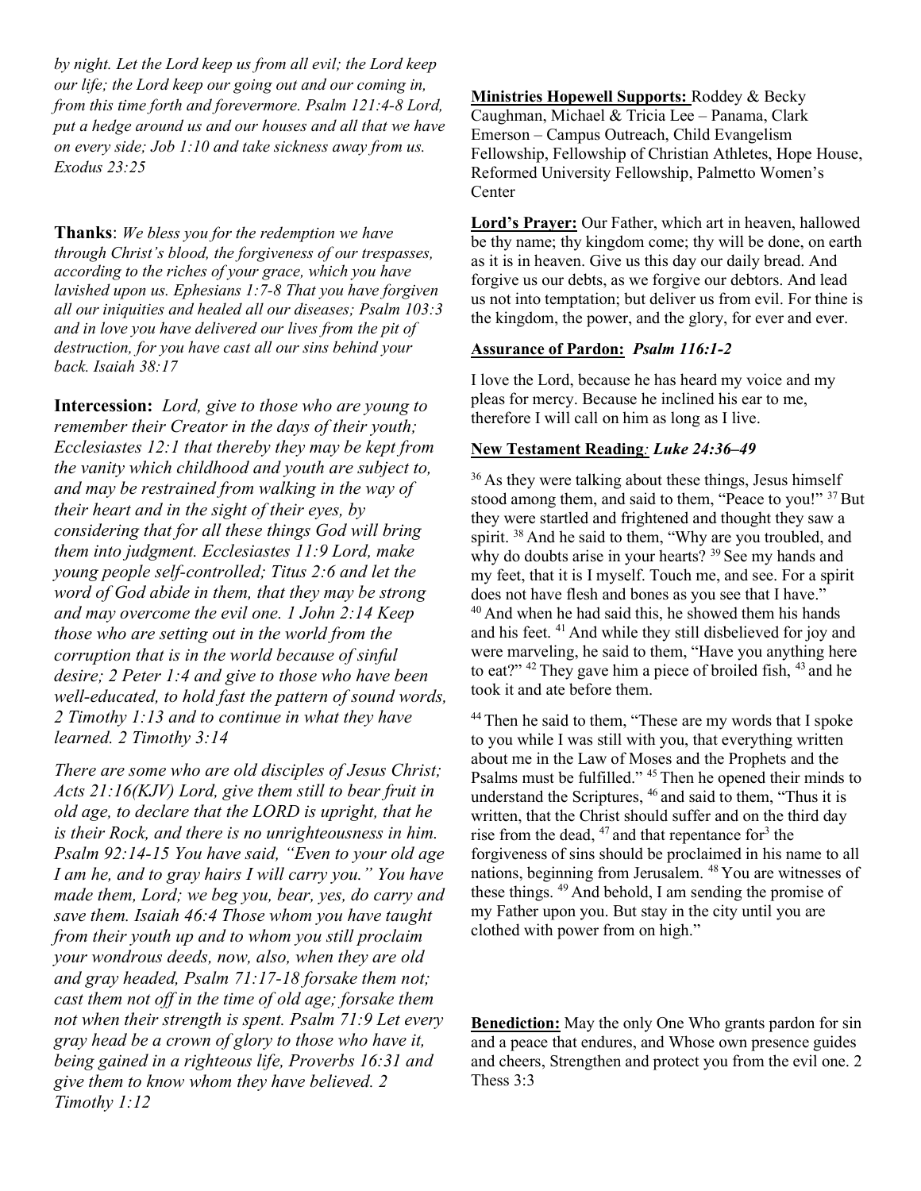*by night. Let the Lord keep us from all evil; the Lord keep our life; the Lord keep our going out and our coming in, from this time forth and forevermore. Psalm 121:4-8 Lord, put a hedge around us and our houses and all that we have on every side; Job 1:10 and take sickness away from us. Exodus 23:25*

**Thanks**: *We bless you for the redemption we have through Christ's blood, the forgiveness of our trespasses, according to the riches of your grace, which you have lavished upon us. Ephesians 1:7-8 That you have forgiven all our iniquities and healed all our diseases; Psalm 103:3 and in love you have delivered our lives from the pit of destruction, for you have cast all our sins behind your back. Isaiah 38:17*

**Intercession:** *Lord, give to those who are young to remember their Creator in the days of their youth; Ecclesiastes 12:1 that thereby they may be kept from the vanity which childhood and youth are subject to, and may be restrained from walking in the way of their heart and in the sight of their eyes, by considering that for all these things God will bring them into judgment. Ecclesiastes 11:9 Lord, make young people self-controlled; Titus 2:6 and let the word of God abide in them, that they may be strong and may overcome the evil one. 1 John 2:14 Keep those who are setting out in the world from the corruption that is in the world because of sinful desire; 2 Peter 1:4 and give to those who have been well-educated, to hold fast the pattern of sound words, 2 Timothy 1:13 and to continue in what they have learned. 2 Timothy 3:14*

*There are some who are old disciples of Jesus Christ; Acts 21:16(KJV) Lord, give them still to bear fruit in old age, to declare that the LORD is upright, that he is their Rock, and there is no unrighteousness in him. Psalm 92:14-15 You have said, "Even to your old age I am he, and to gray hairs I will carry you." You have made them, Lord; we beg you, bear, yes, do carry and save them. Isaiah 46:4 Those whom you have taught from their youth up and to whom you still proclaim your wondrous deeds, now, also, when they are old and gray headed, Psalm 71:17-18 forsake them not; cast them not off in the time of old age; forsake them not when their strength is spent. Psalm 71:9 Let every gray head be a crown of glory to those who have it, being gained in a righteous life, Proverbs 16:31 and give them to know whom they have believed. 2 Timothy 1:12*

**Ministries Hopewell Supports:** Roddey & Becky Caughman, Michael & Tricia Lee – Panama, Clark Emerson – Campus Outreach, Child Evangelism Fellowship, Fellowship of Christian Athletes, Hope House, Reformed University Fellowship, Palmetto Women's Center

**Lord's Prayer:** Our Father, which art in heaven, hallowed be thy name; thy kingdom come; thy will be done, on earth as it is in heaven. Give us this day our daily bread. And forgive us our debts, as we forgive our debtors. And lead us not into temptation; but deliver us from evil. For thine is the kingdom, the power, and the glory, for ever and ever.

**Assurance of Pardon:** ***Psalm 116:1-2***

I love the Lord, because he has heard my voice and my pleas for mercy. Because he inclined his ear to me, therefore I will call on him as long as I live.

**New Testament Reading*: Luke 24:36–49***

[36] As they were talking about these things, Jesus himself stood among them, and said to them, "Peace to you!" [37] But they were startled and frightened and thought they saw a spirit. [38] And he said to them, "Why are you troubled, and why do doubts arise in your hearts? [39] See my hands and my feet, that it is I myself. Touch me, and see. For a spirit does not have flesh and bones as you see that I have." [40] And when he had said this, he showed them his hands and his feet. [41] And while they still disbelieved for joy and were marveling, he said to them, "Have you anything here to eat?" [42] They gave him a piece of broiled fish, [43] and he took it and ate before them.

[44] Then he said to them, "These are my words that I spoke to you while I was still with you, that everything written about me in the Law of Moses and the Prophets and the Psalms must be fulfilled." [45] Then he opened their minds to understand the Scriptures, [46] and said to them, "Thus it is written, that the Christ should suffer and on the third day rise from the dead, [47] and that repentance for[3] the forgiveness of sins should be proclaimed in his name to all nations, beginning from Jerusalem. [48] You are witnesses of these things. [49] And behold, I am sending the promise of my Father upon you. But stay in the city until you are clothed with power from on high."

**Benediction:** May the only One Who grants pardon for sin and a peace that endures, and Whose own presence guides and cheers, Strengthen and protect you from the evil one. 2 Thess 3:3